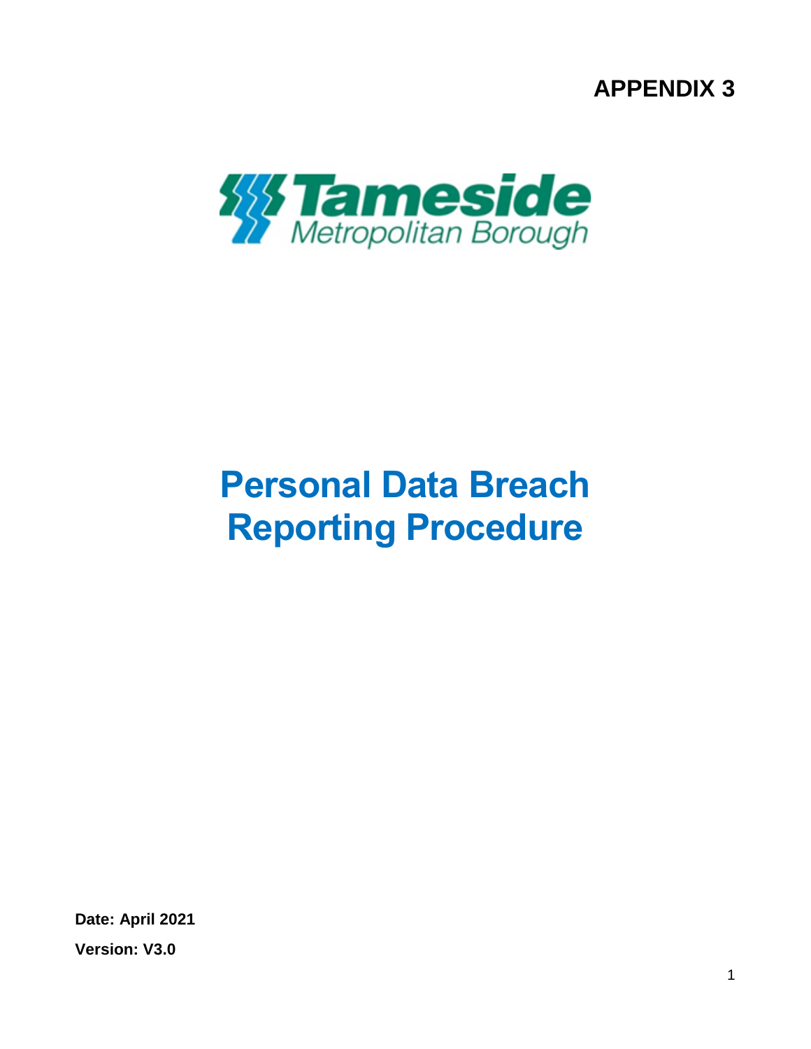**APPENDIX 3**

Tameside Metropolitan Borough

# Personal Data Breach Reporting Procedure

**Date: April 2021**

**Version: V3.0**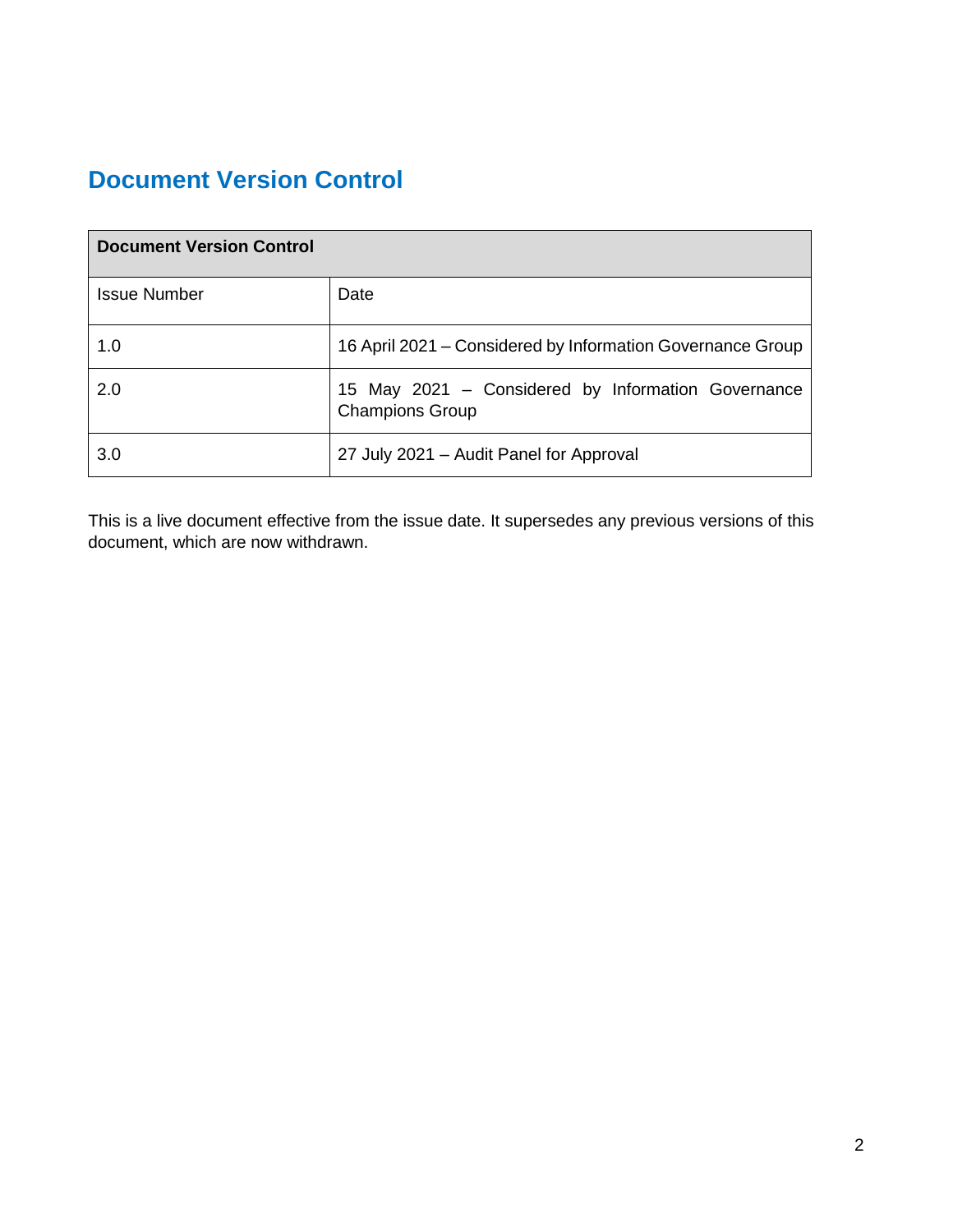# Document Version Control

| Document Version Control | |
|---|---|
| Issue Number | Date |
| 1.0 | 16 April 2021 – Considered by Information Governance Group |
| 2.0 | 15 May 2021 – Considered by Information Governance Champions Group |
| 3.0 | 27 July 2021 – Audit Panel for Approval |

This is a live document effective from the issue date. It supersedes any previous versions of this document, which are now withdrawn.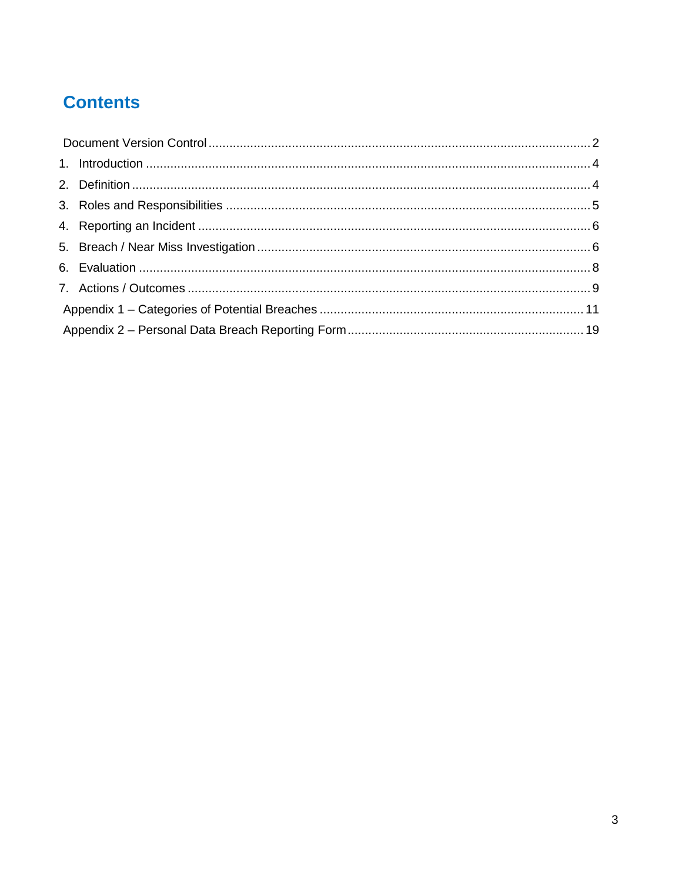# Contents

Document Version Control .............................................................................................................. 2

1. Introduction ................................................................................................................................ 4
2. Definition ................................................................................................................................... 4
3. Roles and Responsibilities ......................................................................................................... 5
4. Reporting an Incident ................................................................................................................. 6
5. Breach / Near Miss Investigation ................................................................................................ 6
6. Evaluation .................................................................................................................................. 8
7. Actions / Outcomes .................................................................................................................... 9

Appendix 1 – Categories of Potential Breaches ............................................................................ 11

Appendix 2 – Personal Data Breach Reporting Form .................................................................... 19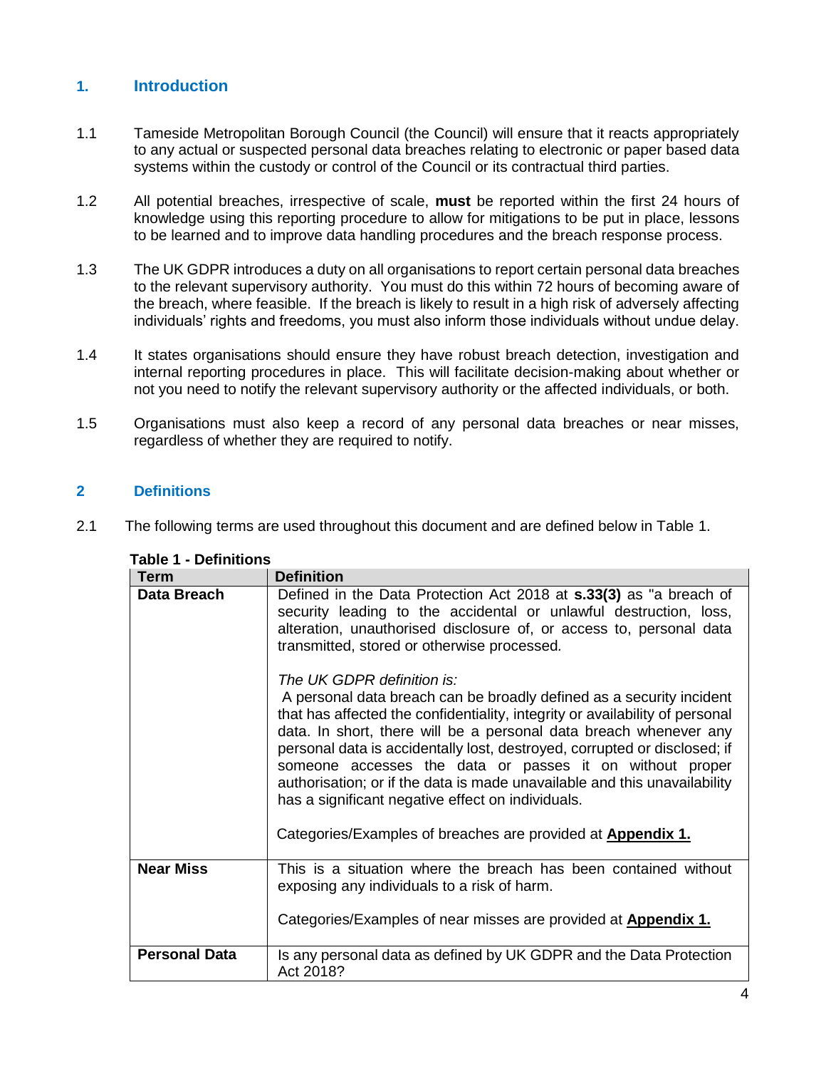## 1. Introduction

1.1 Tameside Metropolitan Borough Council (the Council) will ensure that it reacts appropriately to any actual or suspected personal data breaches relating to electronic or paper based data systems within the custody or control of the Council or its contractual third parties.

1.2 All potential breaches, irrespective of scale, **must** be reported within the first 24 hours of knowledge using this reporting procedure to allow for mitigations to be put in place, lessons to be learned and to improve data handling procedures and the breach response process.

1.3 The UK GDPR introduces a duty on all organisations to report certain personal data breaches to the relevant supervisory authority. You must do this within 72 hours of becoming aware of the breach, where feasible. If the breach is likely to result in a high risk of adversely affecting individuals' rights and freedoms, you must also inform those individuals without undue delay.

1.4 It states organisations should ensure they have robust breach detection, investigation and internal reporting procedures in place. This will facilitate decision-making about whether or not you need to notify the relevant supervisory authority or the affected individuals, or both.

1.5 Organisations must also keep a record of any personal data breaches or near misses, regardless of whether they are required to notify.

## 2 Definitions

2.1 The following terms are used throughout this document and are defined below in Table 1.

**Table 1 - Definitions**

| Term | Definition |
|---|---|
| **Data Breach** | Defined in the Data Protection Act 2018 at **s.33(3)** as "a breach of security leading to the accidental or unlawful destruction, loss, alteration, unauthorised disclosure of, or access to, personal data transmitted, stored or otherwise processed.<br><br>*The UK GDPR definition is:*<br>A personal data breach can be broadly defined as a security incident that has affected the confidentiality, integrity or availability of personal data. In short, there will be a personal data breach whenever any personal data is accidentally lost, destroyed, corrupted or disclosed; if someone accesses the data or passes it on without proper authorisation; or if the data is made unavailable and this unavailability has a significant negative effect on individuals.<br><br>Categories/Examples of breaches are provided at **Appendix 1.** |
| **Near Miss** | This is a situation where the breach has been contained without exposing any individuals to a risk of harm.<br><br>Categories/Examples of near misses are provided at **Appendix 1.** |
| **Personal Data** | Is any personal data as defined by UK GDPR and the Data Protection Act 2018? |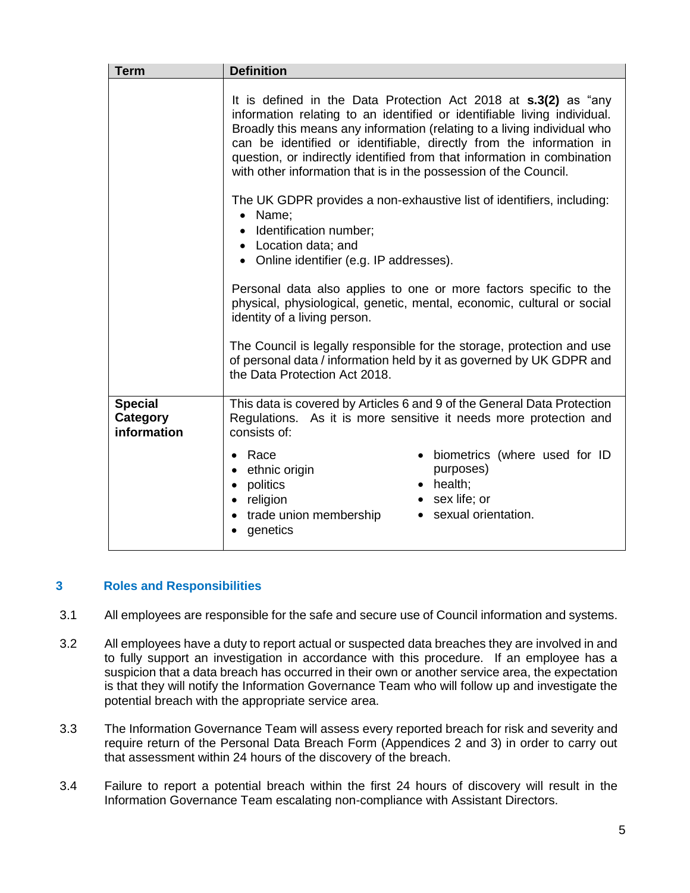| Term | Definition |
| --- | --- |
| | It is defined in the Data Protection Act 2018 at **s.3(2)** as "any information relating to an identified or identifiable living individual. Broadly this means any information (relating to a living individual who can be identified or identifiable, directly from the information in question, or indirectly identified from that information in combination with other information that is in the possession of the Council.<br><br>The UK GDPR provides a non-exhaustive list of identifiers, including:<br>• Name;<br>• Identification number;<br>• Location data; and<br>• Online identifier (e.g. IP addresses).<br><br>Personal data also applies to one or more factors specific to the physical, physiological, genetic, mental, economic, cultural or social identity of a living person.<br><br>The Council is legally responsible for the storage, protection and use of personal data / information held by it as governed by UK GDPR and the Data Protection Act 2018. |
| **Special Category information** | This data is covered by Articles 6 and 9 of the General Data Protection Regulations. As it is more sensitive it needs more protection and consists of:<br>• Race<br>• ethnic origin<br>• politics<br>• religion<br>• trade union membership<br>• genetics<br>• biometrics (where used for ID purposes)<br>• health;<br>• sex life; or<br>• sexual orientation. |

## 3 Roles and Responsibilities

3.1 All employees are responsible for the safe and secure use of Council information and systems.

3.2 All employees have a duty to report actual or suspected data breaches they are involved in and to fully support an investigation in accordance with this procedure. If an employee has a suspicion that a data breach has occurred in their own or another service area, the expectation is that they will notify the Information Governance Team who will follow up and investigate the potential breach with the appropriate service area.

3.3 The Information Governance Team will assess every reported breach for risk and severity and require return of the Personal Data Breach Form (Appendices 2 and 3) in order to carry out that assessment within 24 hours of the discovery of the breach.

3.4 Failure to report a potential breach within the first 24 hours of discovery will result in the Information Governance Team escalating non-compliance with Assistant Directors.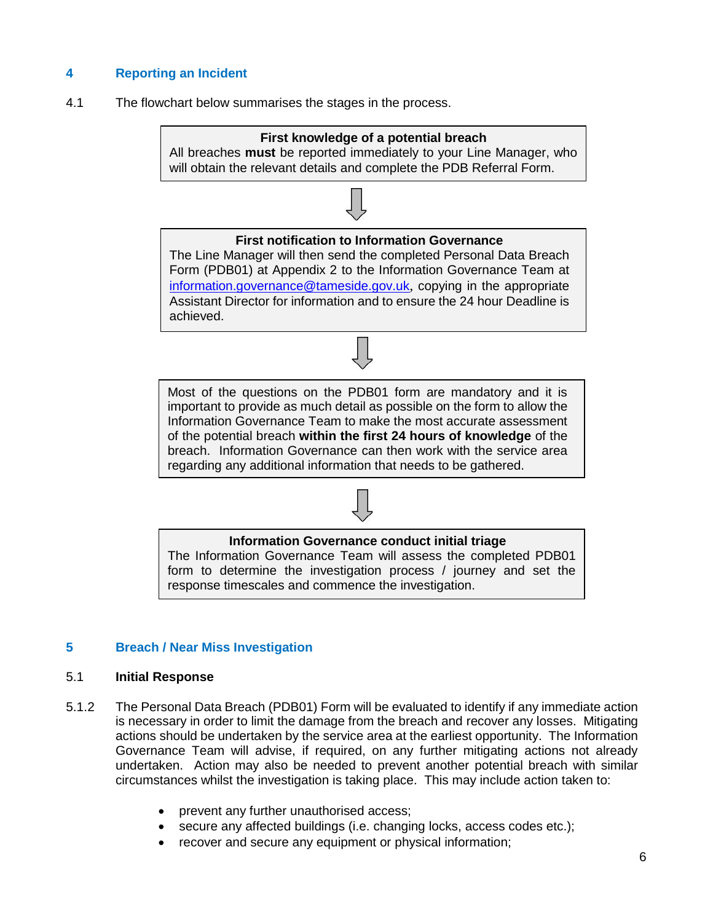## 4 Reporting an Incident

4.1 The flowchart below summarises the stages in the process.

> **First knowledge of a potential breach**
> All breaches **must** be reported immediately to your Line Manager, who will obtain the relevant details and complete the PDB Referral Form.

⇩

> **First notification to Information Governance**
> The Line Manager will then send the completed Personal Data Breach Form (PDB01) at Appendix 2 to the Information Governance Team at information.governance@tameside.gov.uk, copying in the appropriate Assistant Director for information and to ensure the 24 hour Deadline is achieved.

⇩

> Most of the questions on the PDB01 form are mandatory and it is important to provide as much detail as possible on the form to allow the Information Governance Team to make the most accurate assessment of the potential breach **within the first 24 hours of knowledge** of the breach. Information Governance can then work with the service area regarding any additional information that needs to be gathered.

⇩

> **Information Governance conduct initial triage**
> The Information Governance Team will assess the completed PDB01 form to determine the investigation process / journey and set the response timescales and commence the investigation.

## 5 Breach / Near Miss Investigation

### 5.1 Initial Response

5.1.2 The Personal Data Breach (PDB01) Form will be evaluated to identify if any immediate action is necessary in order to limit the damage from the breach and recover any losses. Mitigating actions should be undertaken by the service area at the earliest opportunity. The Information Governance Team will advise, if required, on any further mitigating actions not already undertaken. Action may also be needed to prevent another potential breach with similar circumstances whilst the investigation is taking place. This may include action taken to:

- prevent any further unauthorised access;
- secure any affected buildings (i.e. changing locks, access codes etc.);
- recover and secure any equipment or physical information;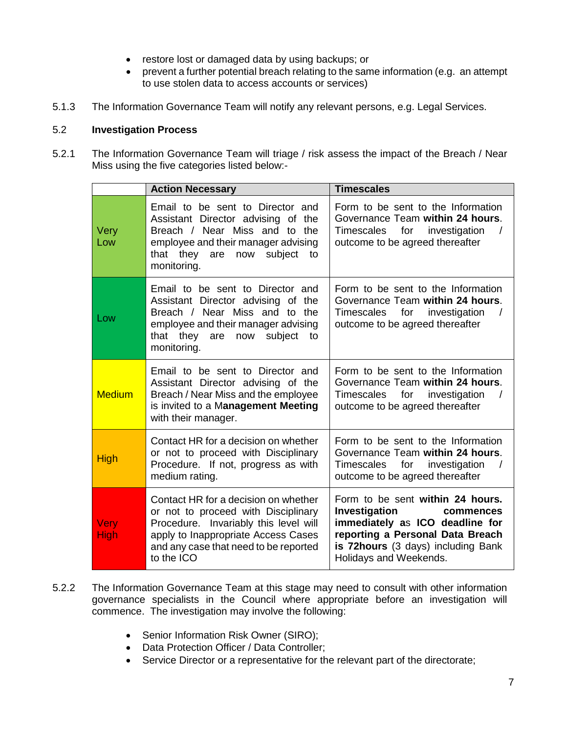- restore lost or damaged data by using backups; or
- prevent a further potential breach relating to the same information (e.g. an attempt to use stolen data to access accounts or services)

5.1.3 The Information Governance Team will notify any relevant persons, e.g. Legal Services.

5.2 **Investigation Process**

5.2.1 The Information Governance Team will triage / risk assess the impact of the Breach / Near Miss using the five categories listed below:-

| | **Action Necessary** | **Timescales** |
|---|---|---|
| Very Low | Email to be sent to Director and Assistant Director advising of the Breach / Near Miss and to the employee and their manager advising that they are now subject to monitoring. | Form to be sent to the Information Governance Team **within 24 hours**. Timescales for investigation / outcome to be agreed thereafter |
| Low | Email to be sent to Director and Assistant Director advising of the Breach / Near Miss and to the employee and their manager advising that they are now subject to monitoring. | Form to be sent to the Information Governance Team **within 24 hours**. Timescales for investigation / outcome to be agreed thereafter |
| Medium | Email to be sent to Director and Assistant Director advising of the Breach / Near Miss and the employee is invited to a M**anagement Meeting** with their manager. | Form to be sent to the Information Governance Team **within 24 hours**. Timescales for investigation / outcome to be agreed thereafter |
| High | Contact HR for a decision on whether or not to proceed with Disciplinary Procedure. If not, progress as with medium rating. | Form to be sent to the Information Governance Team **within 24 hours**. Timescales for investigation / outcome to be agreed thereafter |
| Very High | Contact HR for a decision on whether or not to proceed with Disciplinary Procedure. Invariably this level will apply to Inappropriate Access Cases and any case that need to be reported to the ICO | Form to be sent **within 24 hours. Investigation commences immediately** as **ICO deadline for reporting a Personal Data Breach is 72hours** (3 days) including Bank Holidays and Weekends. |

5.2.2 The Information Governance Team at this stage may need to consult with other information governance specialists in the Council where appropriate before an investigation will commence. The investigation may involve the following:

- Senior Information Risk Owner (SIRO);
- Data Protection Officer / Data Controller;
- Service Director or a representative for the relevant part of the directorate;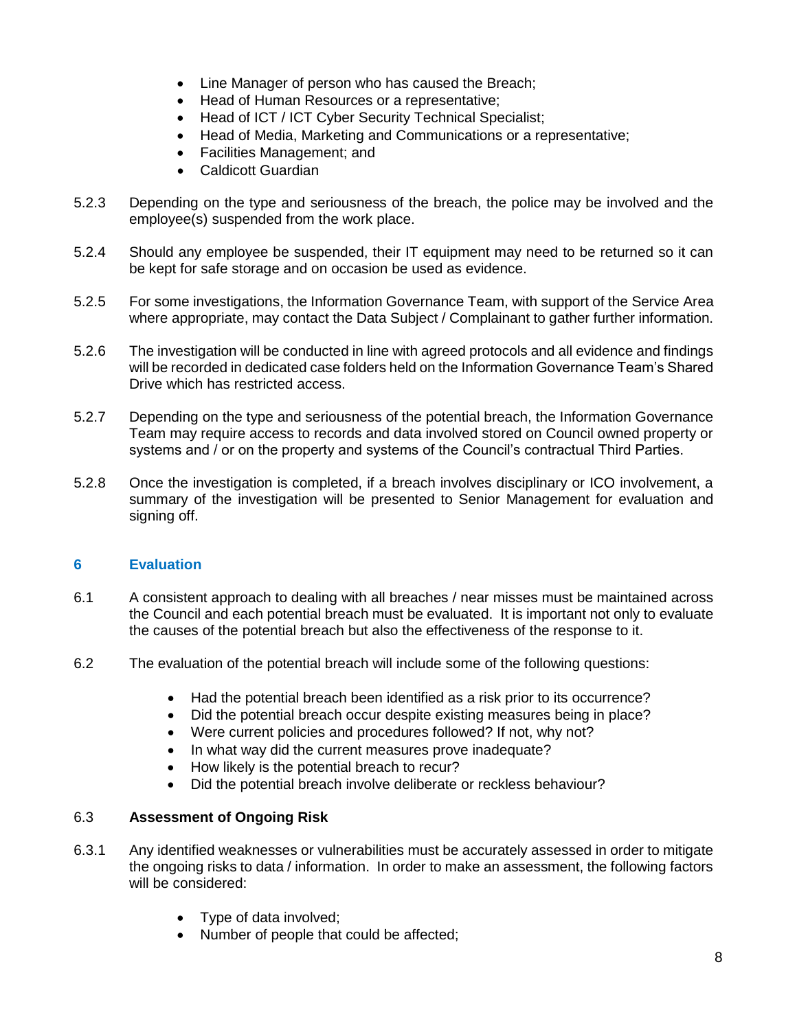- Line Manager of person who has caused the Breach;
- Head of Human Resources or a representative;
- Head of ICT / ICT Cyber Security Technical Specialist;
- Head of Media, Marketing and Communications or a representative;
- Facilities Management; and
- Caldicott Guardian

5.2.3 Depending on the type and seriousness of the breach, the police may be involved and the employee(s) suspended from the work place.

5.2.4 Should any employee be suspended, their IT equipment may need to be returned so it can be kept for safe storage and on occasion be used as evidence.

5.2.5 For some investigations, the Information Governance Team, with support of the Service Area where appropriate, may contact the Data Subject / Complainant to gather further information.

5.2.6 The investigation will be conducted in line with agreed protocols and all evidence and findings will be recorded in dedicated case folders held on the Information Governance Team's Shared Drive which has restricted access.

5.2.7 Depending on the type and seriousness of the potential breach, the Information Governance Team may require access to records and data involved stored on Council owned property or systems and / or on the property and systems of the Council's contractual Third Parties.

5.2.8 Once the investigation is completed, if a breach involves disciplinary or ICO involvement, a summary of the investigation will be presented to Senior Management for evaluation and signing off.

## 6 Evaluation

6.1 A consistent approach to dealing with all breaches / near misses must be maintained across the Council and each potential breach must be evaluated. It is important not only to evaluate the causes of the potential breach but also the effectiveness of the response to it.

6.2 The evaluation of the potential breach will include some of the following questions:

- Had the potential breach been identified as a risk prior to its occurrence?
- Did the potential breach occur despite existing measures being in place?
- Were current policies and procedures followed? If not, why not?
- In what way did the current measures prove inadequate?
- How likely is the potential breach to recur?
- Did the potential breach involve deliberate or reckless behaviour?

### 6.3 Assessment of Ongoing Risk

6.3.1 Any identified weaknesses or vulnerabilities must be accurately assessed in order to mitigate the ongoing risks to data / information. In order to make an assessment, the following factors will be considered:

- Type of data involved;
- Number of people that could be affected;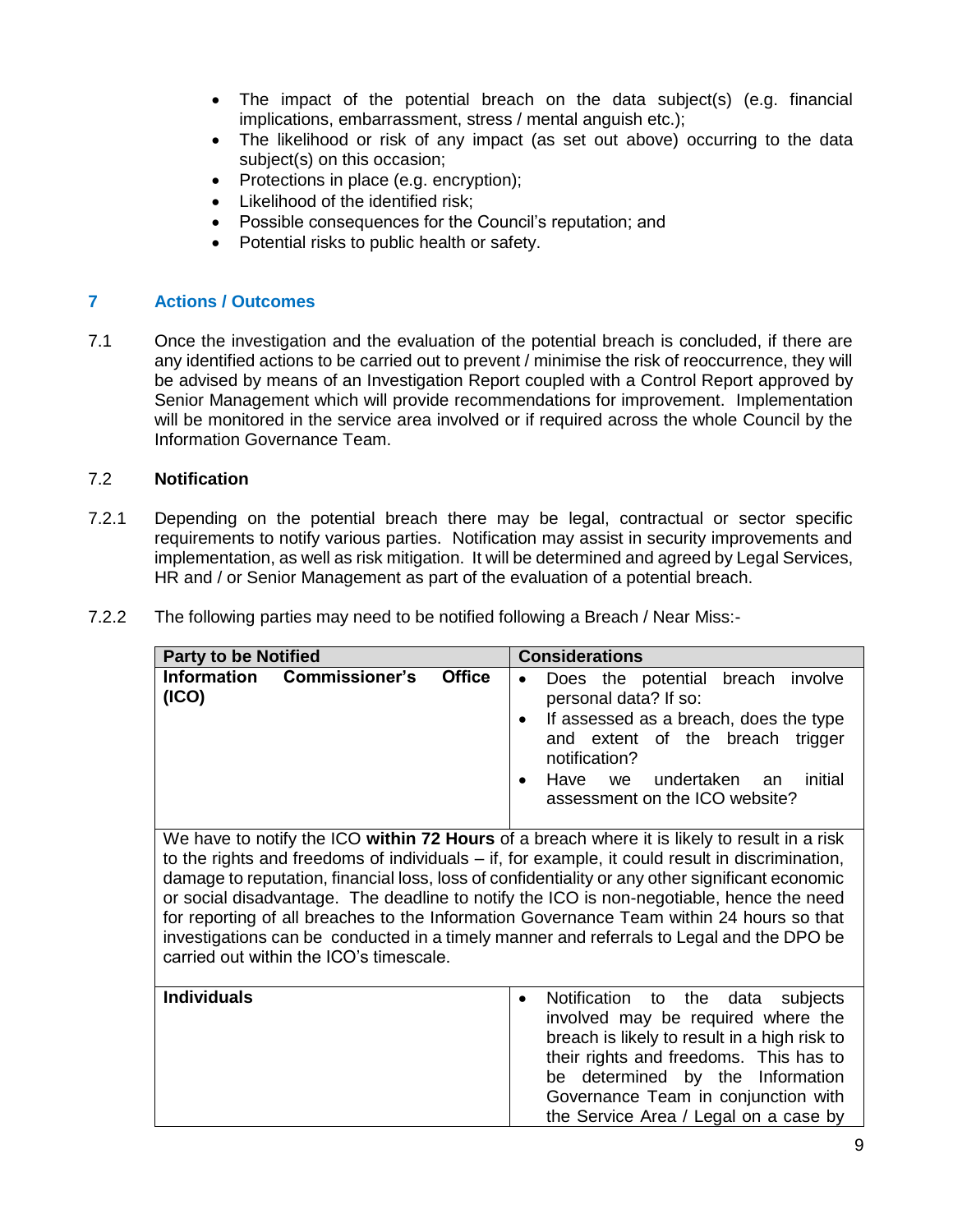- The impact of the potential breach on the data subject(s) (e.g. financial implications, embarrassment, stress / mental anguish etc.);
- The likelihood or risk of any impact (as set out above) occurring to the data subject(s) on this occasion;
- Protections in place (e.g. encryption);
- Likelihood of the identified risk;
- Possible consequences for the Council's reputation; and
- Potential risks to public health or safety.

## 7 Actions / Outcomes

7.1 Once the investigation and the evaluation of the potential breach is concluded, if there are any identified actions to be carried out to prevent / minimise the risk of reoccurrence, they will be advised by means of an Investigation Report coupled with a Control Report approved by Senior Management which will provide recommendations for improvement. Implementation will be monitored in the service area involved or if required across the whole Council by the Information Governance Team.

### 7.2 Notification

7.2.1 Depending on the potential breach there may be legal, contractual or sector specific requirements to notify various parties. Notification may assist in security improvements and implementation, as well as risk mitigation. It will be determined and agreed by Legal Services, HR and / or Senior Management as part of the evaluation of a potential breach.

7.2.2 The following parties may need to be notified following a Breach / Near Miss:-

| Party to be Notified | Considerations |
|---|---|
| **Information Commissioner's Office (ICO)** | • Does the potential breach involve personal data? If so:<br>• If assessed as a breach, does the type and extent of the breach trigger notification?<br>• Have we undertaken an initial assessment on the ICO website? |
| We have to notify the ICO **within 72 Hours** of a breach where it is likely to result in a risk to the rights and freedoms of individuals – if, for example, it could result in discrimination, damage to reputation, financial loss, loss of confidentiality or any other significant economic or social disadvantage. The deadline to notify the ICO is non-negotiable, hence the need for reporting of all breaches to the Information Governance Team within 24 hours so that investigations can be conducted in a timely manner and referrals to Legal and the DPO be carried out within the ICO's timescale. | |
| **Individuals** | • Notification to the data subjects involved may be required where the breach is likely to result in a high risk to their rights and freedoms. This has to be determined by the Information Governance Team in conjunction with the Service Area / Legal on a case by |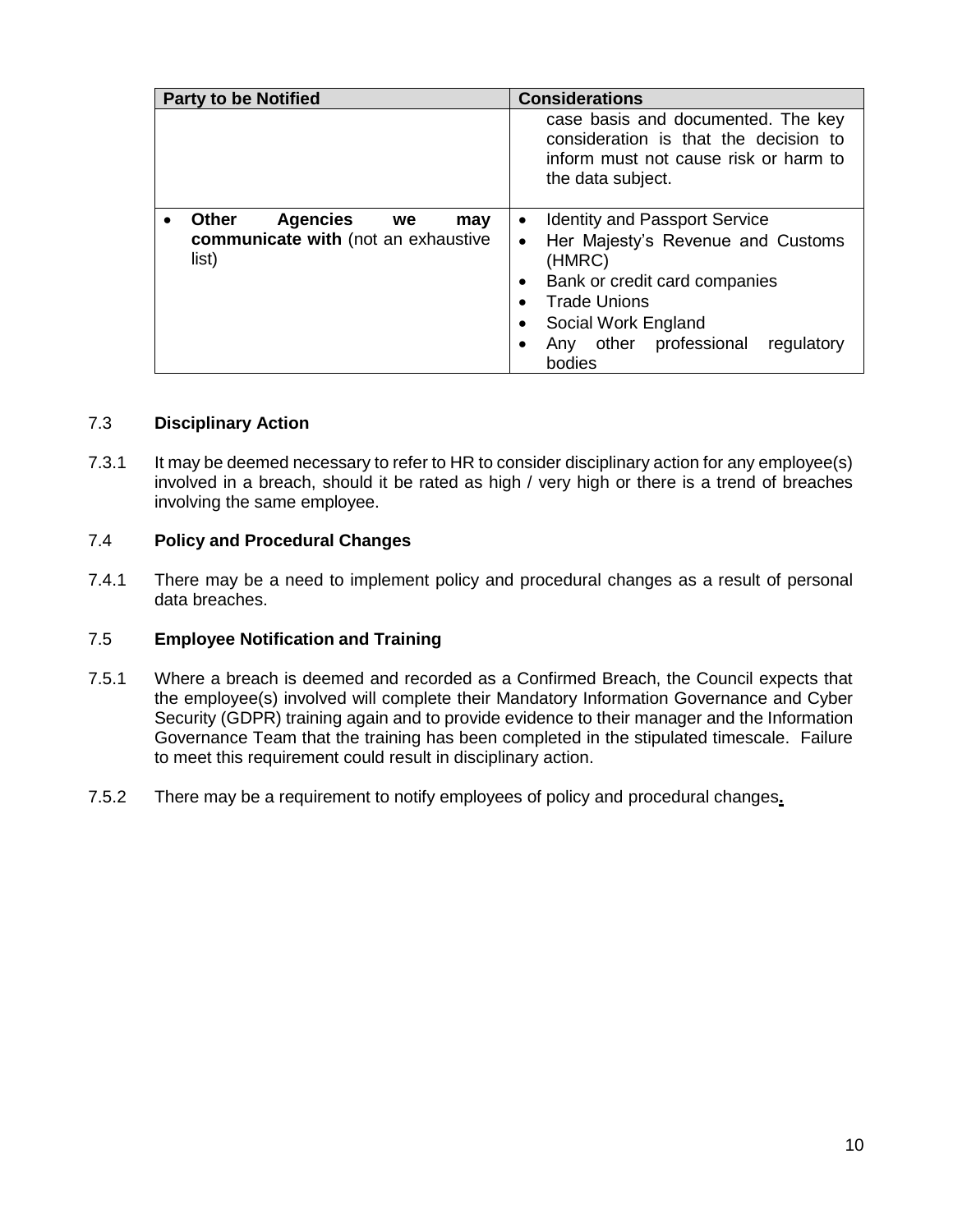| Party to be Notified | Considerations |
|---|---|
| | case basis and documented. The key consideration is that the decision to inform must not cause risk or harm to the data subject. |
| • **Other Agencies we may communicate with** (not an exhaustive list) | • Identity and Passport Service<br>• Her Majesty's Revenue and Customs (HMRC)<br>• Bank or credit card companies<br>• Trade Unions<br>• Social Work England<br>• Any other professional regulatory bodies |

### 7.3 Disciplinary Action

7.3.1 It may be deemed necessary to refer to HR to consider disciplinary action for any employee(s) involved in a breach, should it be rated as high / very high or there is a trend of breaches involving the same employee.

### 7.4 Policy and Procedural Changes

7.4.1 There may be a need to implement policy and procedural changes as a result of personal data breaches.

### 7.5 Employee Notification and Training

7.5.1 Where a breach is deemed and recorded as a Confirmed Breach, the Council expects that the employee(s) involved will complete their Mandatory Information Governance and Cyber Security (GDPR) training again and to provide evidence to their manager and the Information Governance Team that the training has been completed in the stipulated timescale. Failure to meet this requirement could result in disciplinary action.

7.5.2 There may be a requirement to notify employees of policy and procedural changes.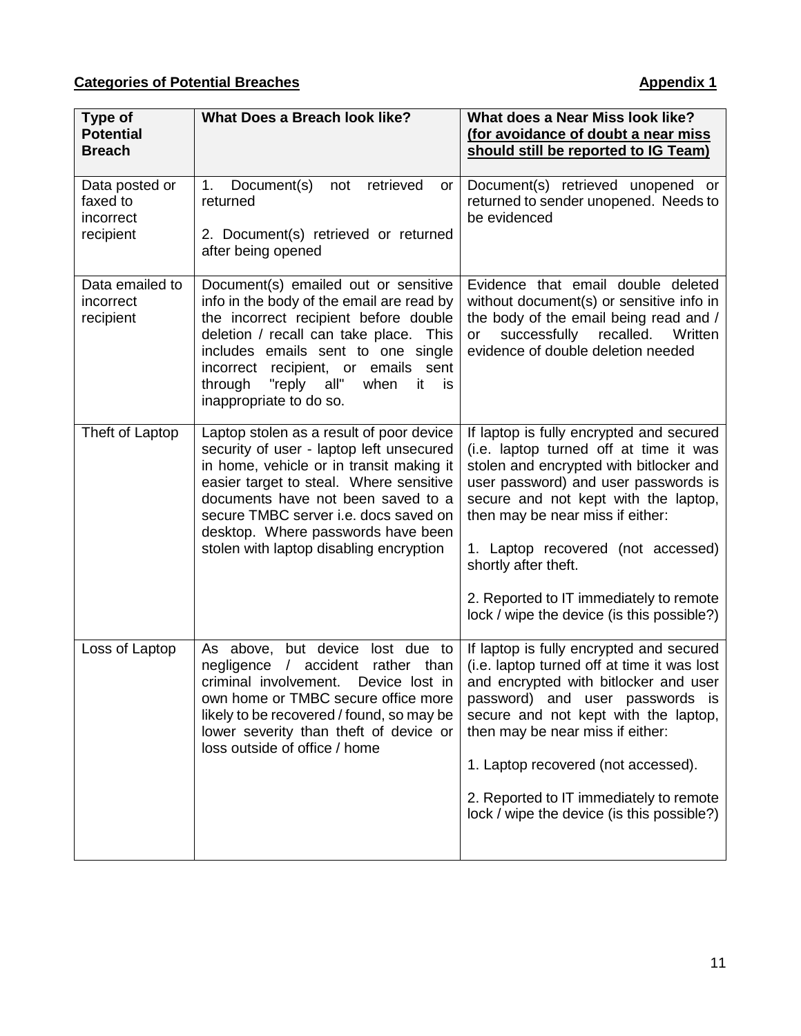**Categories of Potential Breaches** **Appendix 1**

| Type of Potential Breach | What Does a Breach look like? | What does a Near Miss look like? (for avoidance of doubt a near miss should still be reported to IG Team) |
|---|---|---|
| Data posted or faxed to incorrect recipient | 1. Document(s) not retrieved or returned<br><br>2. Document(s) retrieved or returned after being opened | Document(s) retrieved unopened or returned to sender unopened. Needs to be evidenced |
| Data emailed to incorrect recipient | Document(s) emailed out or sensitive info in the body of the email are read by the incorrect recipient before double deletion / recall can take place. This includes emails sent to one single incorrect recipient, or emails sent through "reply all" when it is inappropriate to do so. | Evidence that email double deleted without document(s) or sensitive info in the body of the email being read and / or successfully recalled. Written evidence of double deletion needed |
| Theft of Laptop | Laptop stolen as a result of poor device security of user - laptop left unsecured in home, vehicle or in transit making it easier target to steal. Where sensitive documents have not been saved to a secure TMBC server i.e. docs saved on desktop. Where passwords have been stolen with laptop disabling encryption | If laptop is fully encrypted and secured (i.e. laptop turned off at time it was stolen and encrypted with bitlocker and user password) and user passwords is secure and not kept with the laptop, then may be near miss if either:<br><br>1. Laptop recovered (not accessed) shortly after theft.<br><br>2. Reported to IT immediately to remote lock / wipe the device (is this possible?) |
| Loss of Laptop | As above, but device lost due to negligence / accident rather than criminal involvement. Device lost in own home or TMBC secure office more likely to be recovered / found, so may be lower severity than theft of device or loss outside of office / home | If laptop is fully encrypted and secured (i.e. laptop turned off at time it was lost and encrypted with bitlocker and user password) and user passwords is secure and not kept with the laptop, then may be near miss if either:<br><br>1. Laptop recovered (not accessed).<br><br>2. Reported to IT immediately to remote lock / wipe the device (is this possible?) |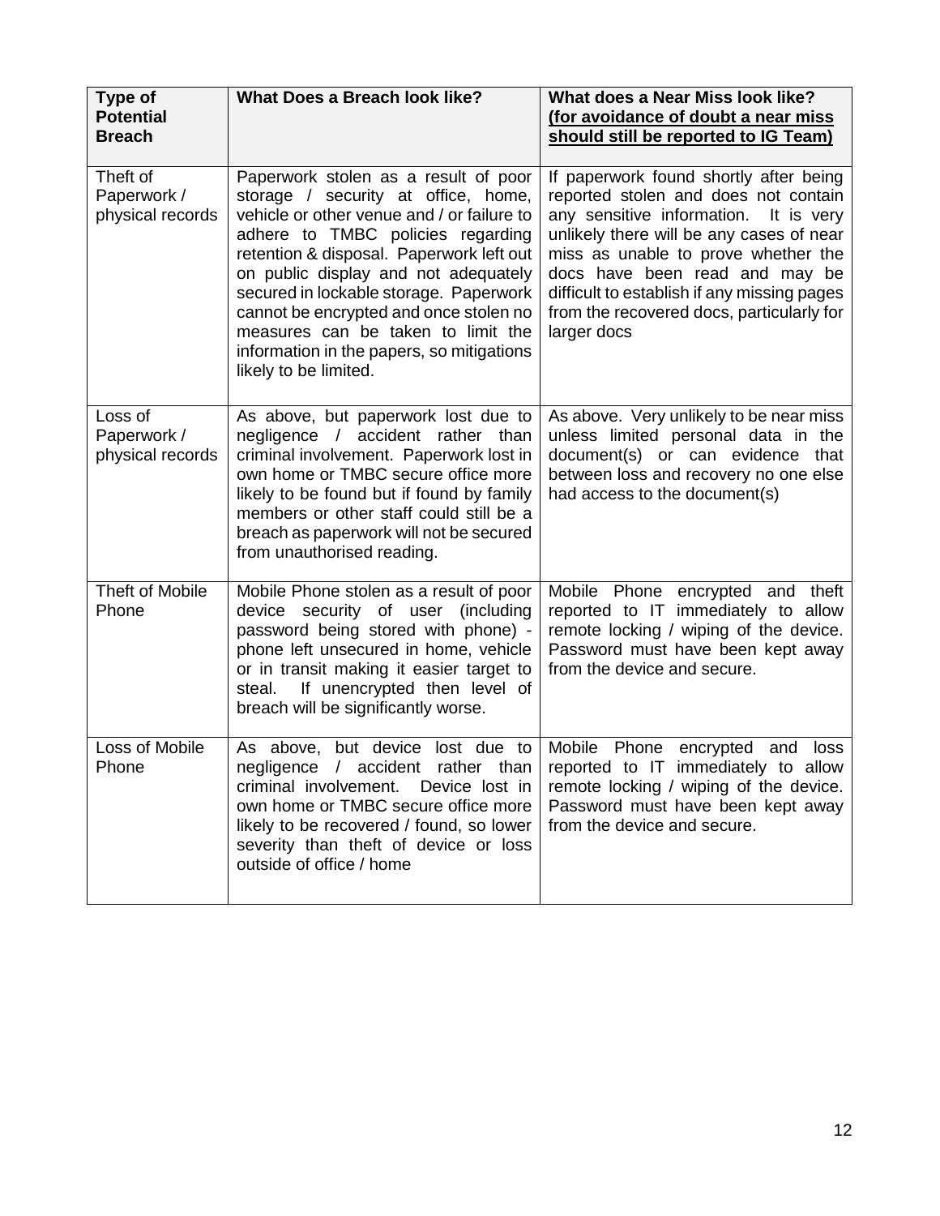| Type of Potential Breach | What Does a Breach look like? | What does a Near Miss look like? <u>(for avoidance of doubt a near miss should still be reported to IG Team)</u> |
| --- | --- | --- |
| Theft of Paperwork / physical records | Paperwork stolen as a result of poor storage / security at office, home, vehicle or other venue and / or failure to adhere to TMBC policies regarding retention & disposal. Paperwork left out on public display and not adequately secured in lockable storage. Paperwork cannot be encrypted and once stolen no measures can be taken to limit the information in the papers, so mitigations likely to be limited. | If paperwork found shortly after being reported stolen and does not contain any sensitive information. It is very unlikely there will be any cases of near miss as unable to prove whether the docs have been read and may be difficult to establish if any missing pages from the recovered docs, particularly for larger docs |
| Loss of Paperwork / physical records | As above, but paperwork lost due to negligence / accident rather than criminal involvement. Paperwork lost in own home or TMBC secure office more likely to be found but if found by family members or other staff could still be a breach as paperwork will not be secured from unauthorised reading. | As above. Very unlikely to be near miss unless limited personal data in the document(s) or can evidence that between loss and recovery no one else had access to the document(s) |
| Theft of Mobile Phone | Mobile Phone stolen as a result of poor device security of user (including password being stored with phone) - phone left unsecured in home, vehicle or in transit making it easier target to steal. If unencrypted then level of breach will be significantly worse. | Mobile Phone encrypted and theft reported to IT immediately to allow remote locking / wiping of the device. Password must have been kept away from the device and secure. |
| Loss of Mobile Phone | As above, but device lost due to negligence / accident rather than criminal involvement. Device lost in own home or TMBC secure office more likely to be recovered / found, so lower severity than theft of device or loss outside of office / home | Mobile Phone encrypted and loss reported to IT immediately to allow remote locking / wiping of the device. Password must have been kept away from the device and secure. |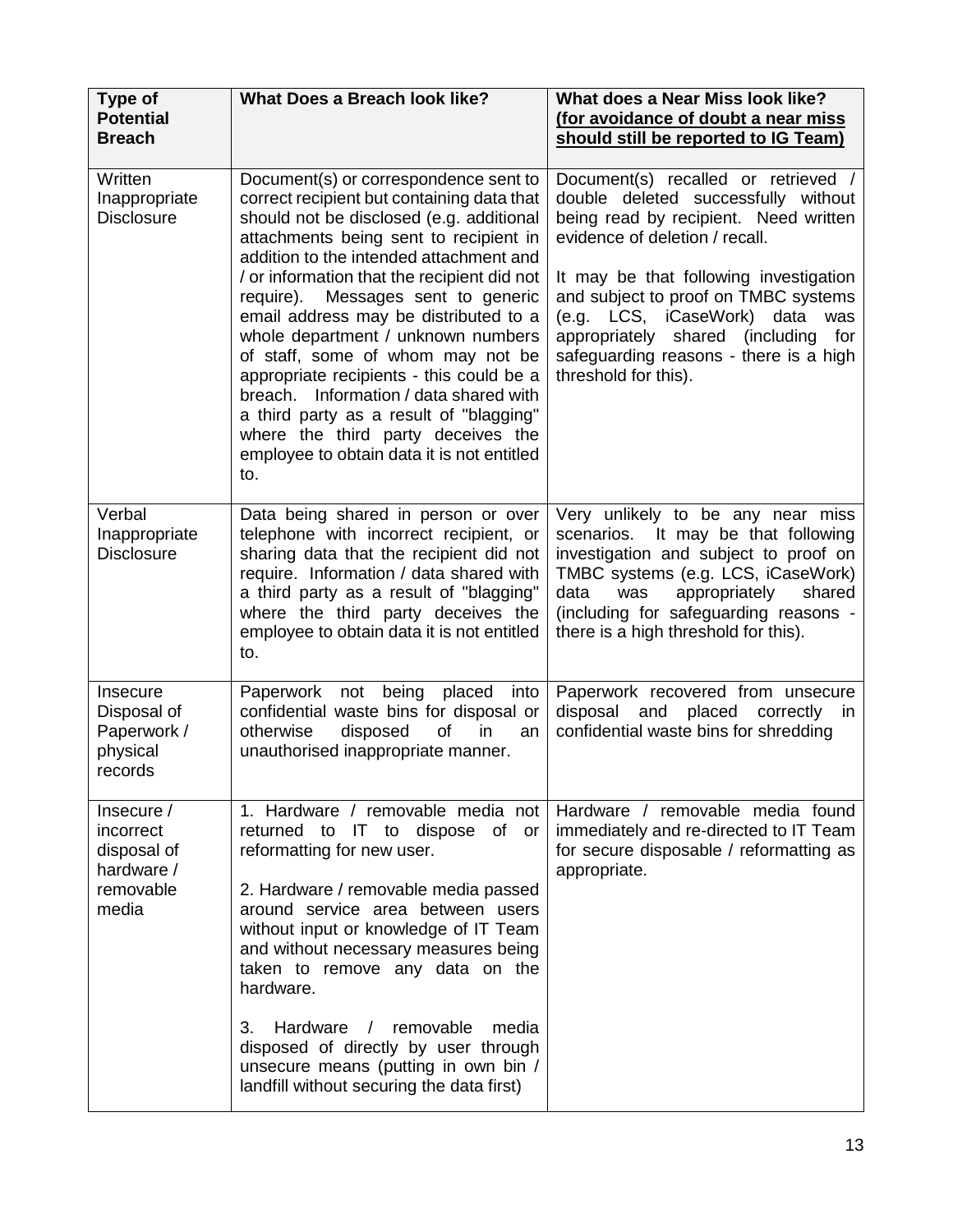| Type of Potential Breach | What Does a Breach look like? | What does a Near Miss look like? <u>(for avoidance of doubt a near miss should still be reported to IG Team)</u> |
|---|---|---|
| Written Inappropriate Disclosure | Document(s) or correspondence sent to correct recipient but containing data that should not be disclosed (e.g. additional attachments being sent to recipient in addition to the intended attachment and / or information that the recipient did not require). Messages sent to generic email address may be distributed to a whole department / unknown numbers of staff, some of whom may not be appropriate recipients - this could be a breach. Information / data shared with a third party as a result of "blagging" where the third party deceives the employee to obtain data it is not entitled to. | Document(s) recalled or retrieved / double deleted successfully without being read by recipient. Need written evidence of deletion / recall.<br><br>It may be that following investigation and subject to proof on TMBC systems (e.g. LCS, iCaseWork) data was appropriately shared (including for safeguarding reasons - there is a high threshold for this). |
| Verbal Inappropriate Disclosure | Data being shared in person or over telephone with incorrect recipient, or sharing data that the recipient did not require. Information / data shared with a third party as a result of "blagging" where the third party deceives the employee to obtain data it is not entitled to. | Very unlikely to be any near miss scenarios. It may be that following investigation and subject to proof on TMBC systems (e.g. LCS, iCaseWork) data was appropriately shared (including for safeguarding reasons - there is a high threshold for this). |
| Insecure Disposal of Paperwork / physical records | Paperwork not being placed into confidential waste bins for disposal or otherwise disposed of in an unauthorised inappropriate manner. | Paperwork recovered from unsecure disposal and placed correctly in confidential waste bins for shredding |
| Insecure / incorrect disposal of hardware / removable media | 1. Hardware / removable media not returned to IT to dispose of or reformatting for new user.<br><br>2. Hardware / removable media passed around service area between users without input or knowledge of IT Team and without necessary measures being taken to remove any data on the hardware.<br><br>3. Hardware / removable media disposed of directly by user through unsecure means (putting in own bin / landfill without securing the data first) | Hardware / removable media found immediately and re-directed to IT Team for secure disposable / reformatting as appropriate. |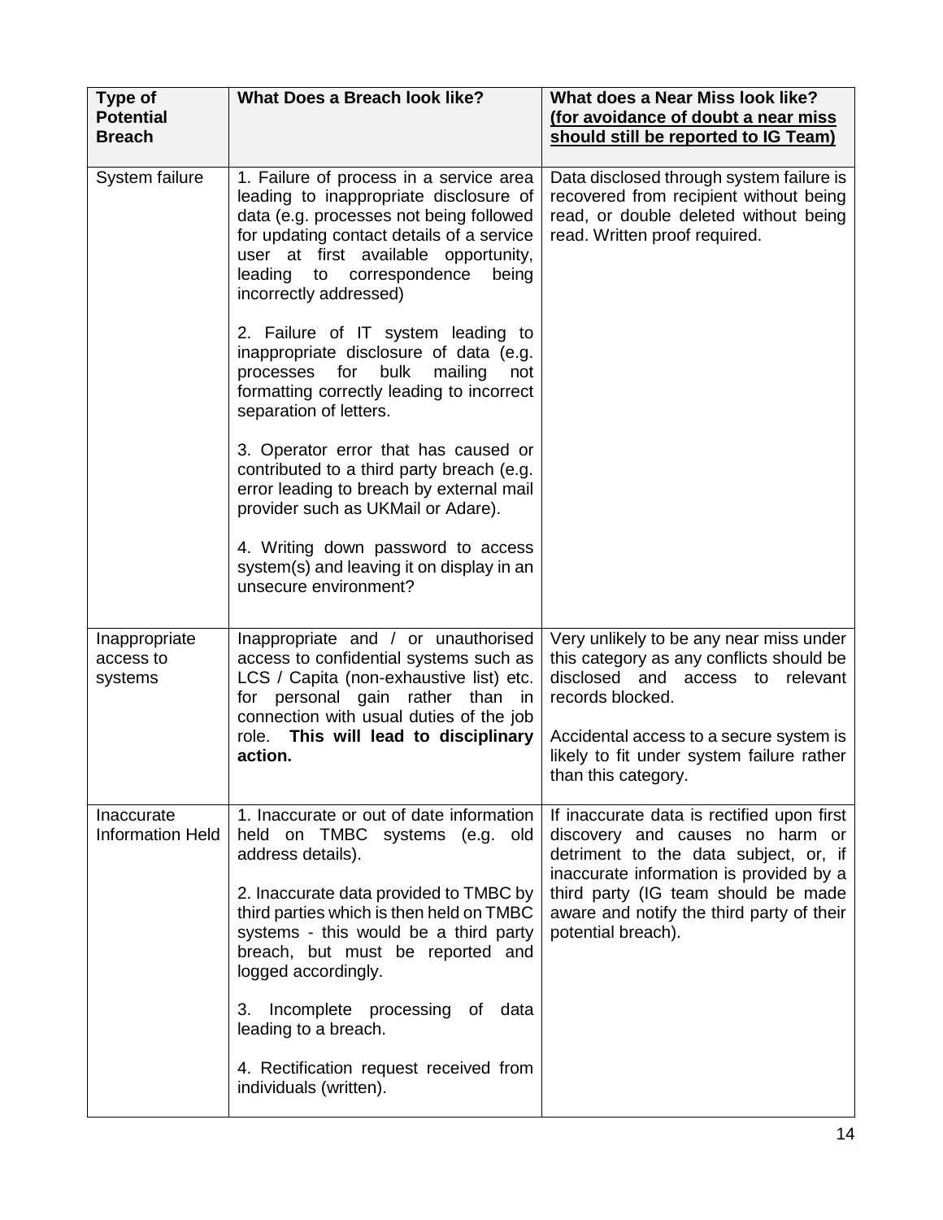| Type of Potential Breach | What Does a Breach look like? | What does a Near Miss look like? <u>(for avoidance of doubt a near miss should still be reported to IG Team)</u> |
|---|---|---|
| System failure | 1. Failure of process in a service area leading to inappropriate disclosure of data (e.g. processes not being followed for updating contact details of a service user at first available opportunity, leading to correspondence being incorrectly addressed)<br><br>2. Failure of IT system leading to inappropriate disclosure of data (e.g. processes for bulk mailing not formatting correctly leading to incorrect separation of letters.<br><br>3. Operator error that has caused or contributed to a third party breach (e.g. error leading to breach by external mail provider such as UKMail or Adare).<br><br>4. Writing down password to access system(s) and leaving it on display in an unsecure environment? | Data disclosed through system failure is recovered from recipient without being read, or double deleted without being read. Written proof required. |
| Inappropriate access to systems | Inappropriate and / or unauthorised access to confidential systems such as LCS / Capita (non-exhaustive list) etc. for personal gain rather than in connection with usual duties of the job role. **This will lead to disciplinary action.** | Very unlikely to be any near miss under this category as any conflicts should be disclosed and access to relevant records blocked.<br><br>Accidental access to a secure system is likely to fit under system failure rather than this category. |
| Inaccurate Information Held | 1. Inaccurate or out of date information held on TMBC systems (e.g. old address details).<br><br>2. Inaccurate data provided to TMBC by third parties which is then held on TMBC systems - this would be a third party breach, but must be reported and logged accordingly.<br><br>3. Incomplete processing of data leading to a breach.<br><br>4. Rectification request received from individuals (written). | If inaccurate data is rectified upon first discovery and causes no harm or detriment to the data subject, or, if inaccurate information is provided by a third party (IG team should be made aware and notify the third party of their potential breach). |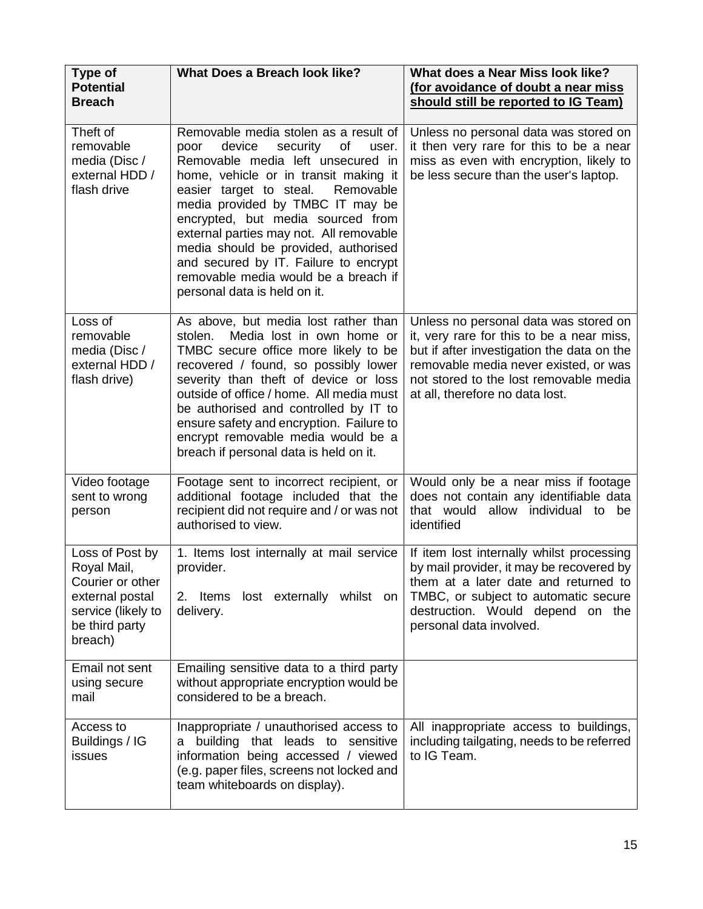| Type of Potential Breach | What Does a Breach look like? | What does a Near Miss look like? <u>(for avoidance of doubt a near miss should still be reported to IG Team)</u> |
|---|---|---|
| Theft of removable media (Disc / external HDD / flash drive | Removable media stolen as a result of poor device security of user. Removable media left unsecured in home, vehicle or in transit making it easier target to steal. Removable media provided by TMBC IT may be encrypted, but media sourced from external parties may not. All removable media should be provided, authorised and secured by IT. Failure to encrypt removable media would be a breach if personal data is held on it. | Unless no personal data was stored on it then very rare for this to be a near miss as even with encryption, likely to be less secure than the user's laptop. |
| Loss of removable media (Disc / external HDD / flash drive) | As above, but media lost rather than stolen. Media lost in own home or TMBC secure office more likely to be recovered / found, so possibly lower severity than theft of device or loss outside of office / home. All media must be authorised and controlled by IT to ensure safety and encryption. Failure to encrypt removable media would be a breach if personal data is held on it. | Unless no personal data was stored on it, very rare for this to be a near miss, but if after investigation the data on the removable media never existed, or was not stored to the lost removable media at all, therefore no data lost. |
| Video footage sent to wrong person | Footage sent to incorrect recipient, or additional footage included that the recipient did not require and / or was not authorised to view. | Would only be a near miss if footage does not contain any identifiable data that would allow individual to be identified |
| Loss of Post by Royal Mail, Courier or other external postal service (likely to be third party breach) | 1. Items lost internally at mail service provider.<br><br>2. Items lost externally whilst on delivery. | If item lost internally whilst processing by mail provider, it may be recovered by them at a later date and returned to TMBC, or subject to automatic secure destruction. Would depend on the personal data involved. |
| Email not sent using secure mail | Emailing sensitive data to a third party without appropriate encryption would be considered to be a breach. | |
| Access to Buildings / IG issues | Inappropriate / unauthorised access to a building that leads to sensitive information being accessed / viewed (e.g. paper files, screens not locked and team whiteboards on display). | All inappropriate access to buildings, including tailgating, needs to be referred to IG Team. |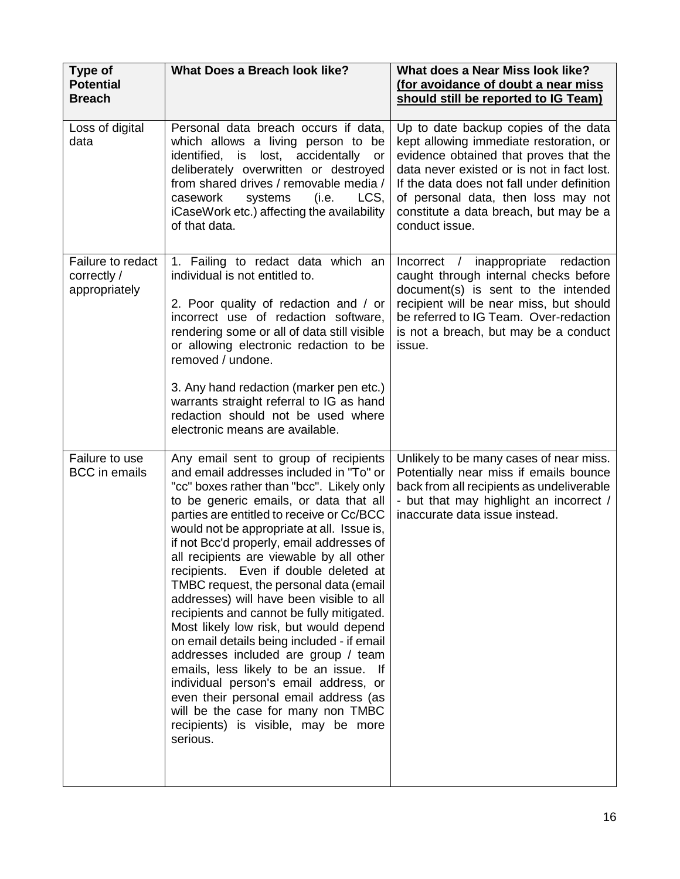| Type of Potential Breach | What Does a Breach look like? | What does a Near Miss look like? <u>(for avoidance of doubt a near miss should still be reported to IG Team)</u> |
|---|---|---|
| Loss of digital data | Personal data breach occurs if data, which allows a living person to be identified, is lost, accidentally or deliberately overwritten or destroyed from shared drives / removable media / casework systems (i.e. LCS, iCaseWork etc.) affecting the availability of that data. | Up to date backup copies of the data kept allowing immediate restoration, or evidence obtained that proves that the data never existed or is not in fact lost. If the data does not fall under definition of personal data, then loss may not constitute a data breach, but may be a conduct issue. |
| Failure to redact correctly / appropriately | 1. Failing to redact data which an individual is not entitled to.<br><br>2. Poor quality of redaction and / or incorrect use of redaction software, rendering some or all of data still visible or allowing electronic redaction to be removed / undone.<br><br>3. Any hand redaction (marker pen etc.) warrants straight referral to IG as hand redaction should not be used where electronic means are available. | Incorrect / inappropriate redaction caught through internal checks before document(s) is sent to the intended recipient will be near miss, but should be referred to IG Team. Over-redaction is not a breach, but may be a conduct issue. |
| Failure to use BCC in emails | Any email sent to group of recipients and email addresses included in "To" or "cc" boxes rather than "bcc". Likely only to be generic emails, or data that all parties are entitled to receive or Cc/BCC would not be appropriate at all. Issue is, if not Bcc'd properly, email addresses of all recipients are viewable by all other recipients. Even if double deleted at TMBC request, the personal data (email addresses) will have been visible to all recipients and cannot be fully mitigated. Most likely low risk, but would depend on email details being included - if email addresses included are group / team emails, less likely to be an issue. If individual person's email address, or even their personal email address (as will be the case for many non TMBC recipients) is visible, may be more serious. | Unlikely to be many cases of near miss. Potentially near miss if emails bounce back from all recipients as undeliverable - but that may highlight an incorrect / inaccurate data issue instead. |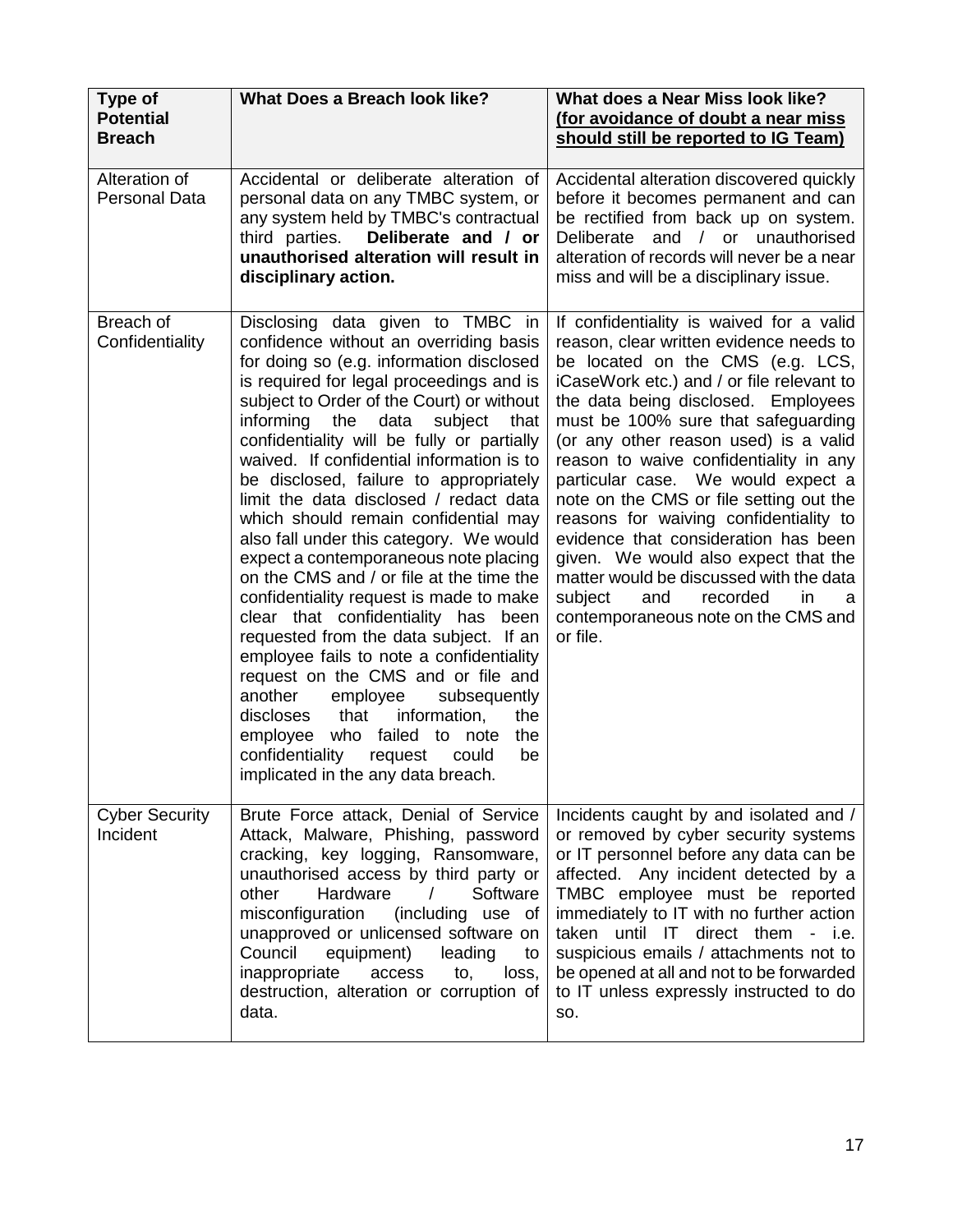| Type of Potential Breach | What Does a Breach look like? | What does a Near Miss look like? <u>(for avoidance of doubt a near miss should still be reported to IG Team)</u> |
|---|---|---|
| Alteration of Personal Data | Accidental or deliberate alteration of personal data on any TMBC system, or any system held by TMBC's contractual third parties. **Deliberate and / or unauthorised alteration will result in disciplinary action.** | Accidental alteration discovered quickly before it becomes permanent and can be rectified from back up on system. Deliberate and / or unauthorised alteration of records will never be a near miss and will be a disciplinary issue. |
| Breach of Confidentiality | Disclosing data given to TMBC in confidence without an overriding basis for doing so (e.g. information disclosed is required for legal proceedings and is subject to Order of the Court) or without informing the data subject that confidentiality will be fully or partially waived. If confidential information is to be disclosed, failure to appropriately limit the data disclosed / redact data which should remain confidential may also fall under this category. We would expect a contemporaneous note placing on the CMS and / or file at the time the confidentiality request is made to make clear that confidentiality has been requested from the data subject. If an employee fails to note a confidentiality request on the CMS and or file and another employee subsequently discloses that information, the employee who failed to note the confidentiality request could be implicated in the any data breach. | If confidentiality is waived for a valid reason, clear written evidence needs to be located on the CMS (e.g. LCS, iCaseWork etc.) and / or file relevant to the data being disclosed. Employees must be 100% sure that safeguarding (or any other reason used) is a valid reason to waive confidentiality in any particular case. We would expect a note on the CMS or file setting out the reasons for waiving confidentiality to evidence that consideration has been given. We would also expect that the matter would be discussed with the data subject and recorded in a contemporaneous note on the CMS and or file. |
| Cyber Security Incident | Brute Force attack, Denial of Service Attack, Malware, Phishing, password cracking, key logging, Ransomware, unauthorised access by third party or other Hardware / Software misconfiguration (including use of unapproved or unlicensed software on Council equipment) leading to inappropriate access to, loss, destruction, alteration or corruption of data. | Incidents caught by and isolated and / or removed by cyber security systems or IT personnel before any data can be affected. Any incident detected by a TMBC employee must be reported immediately to IT with no further action taken until IT direct them - i.e. suspicious emails / attachments not to be opened at all and not to be forwarded to IT unless expressly instructed to do so. |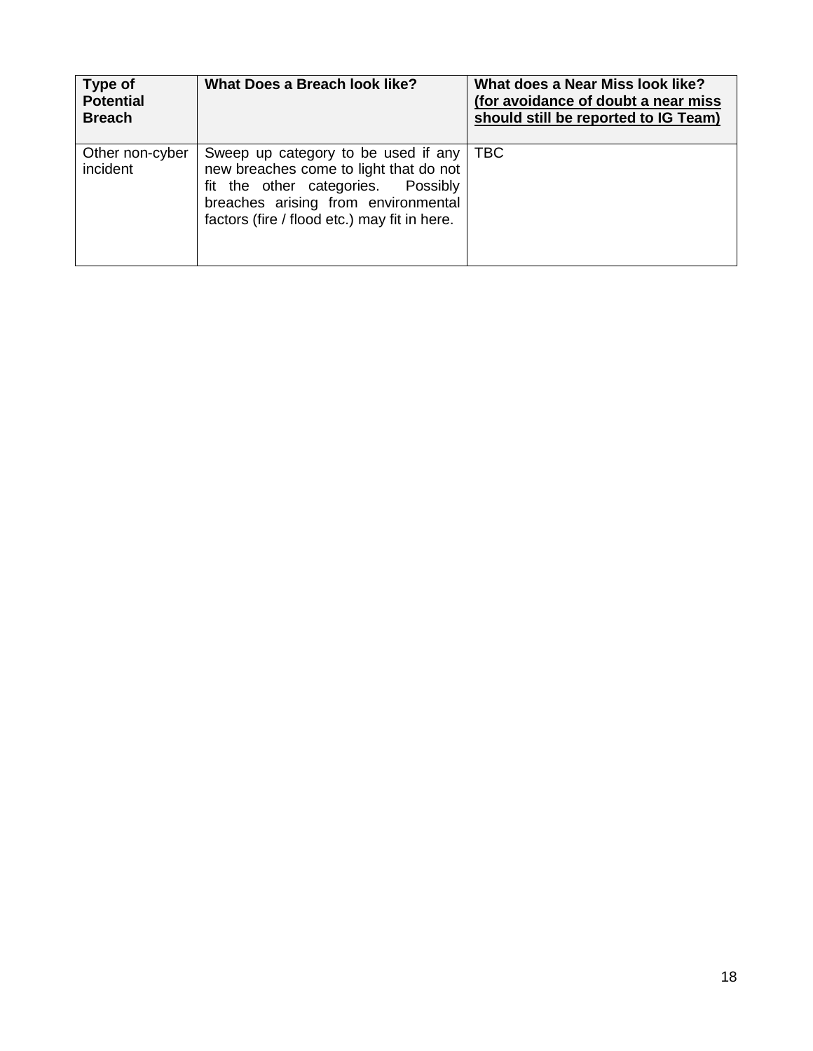| **Type of Potential Breach** | **What Does a Breach look like?** | **What does a Near Miss look like? (for avoidance of doubt a near miss should still be reported to IG Team)** |
|---|---|---|
| Other non-cyber incident | Sweep up category to be used if any new breaches come to light that do not fit the other categories. Possibly breaches arising from environmental factors (fire / flood etc.) may fit in here. | TBC |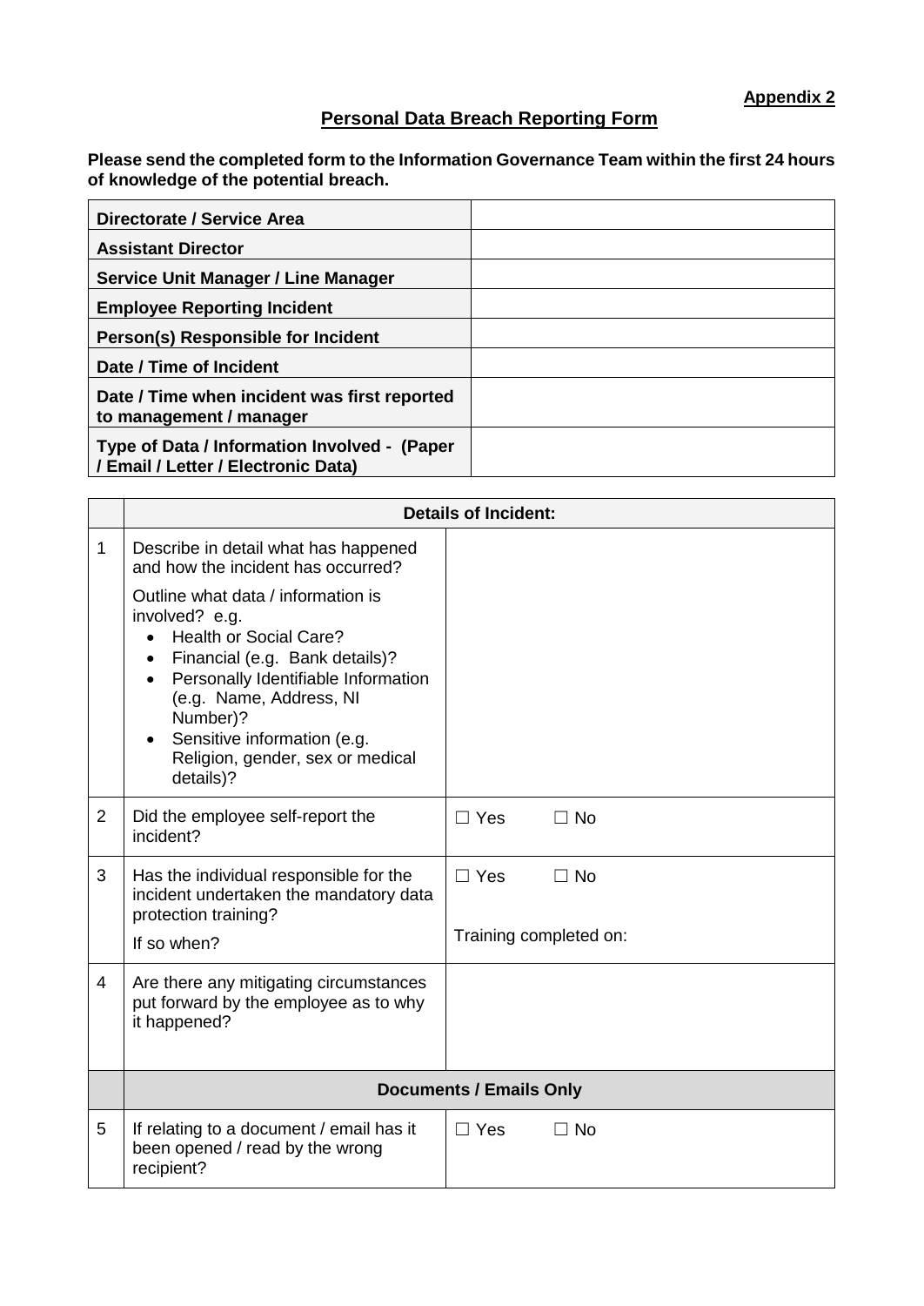**Appendix 2**

## Personal Data Breach Reporting Form

**Please send the completed form to the Information Governance Team within the first 24 hours of knowledge of the potential breach.**

| | |
|---|---|
| **Directorate / Service Area** | |
| **Assistant Director** | |
| **Service Unit Manager / Line Manager** | |
| **Employee Reporting Incident** | |
| **Person(s) Responsible for Incident** | |
| **Date / Time of Incident** | |
| **Date / Time when incident was first reported to management / manager** | |
| **Type of Data / Information Involved - (Paper / Email / Letter / Electronic Data)** | |

| | **Details of Incident:** | |
|---|---|---|
| 1 | Describe in detail what has happened and how the incident has occurred?<br><br>Outline what data / information is involved? e.g.<br>• Health or Social Care?<br>• Financial (e.g. Bank details)?<br>• Personally Identifiable Information (e.g. Name, Address, NI Number)?<br>• Sensitive information (e.g. Religion, gender, sex or medical details)? | |
| 2 | Did the employee self-report the incident? | ☐ Yes ☐ No |
| 3 | Has the individual responsible for the incident undertaken the mandatory data protection training?<br><br>If so when? | ☐ Yes ☐ No<br><br>Training completed on: |
| 4 | Are there any mitigating circumstances put forward by the employee as to why it happened? | |
| | **Documents / Emails Only** | |
| 5 | If relating to a document / email has it been opened / read by the wrong recipient? | ☐ Yes ☐ No |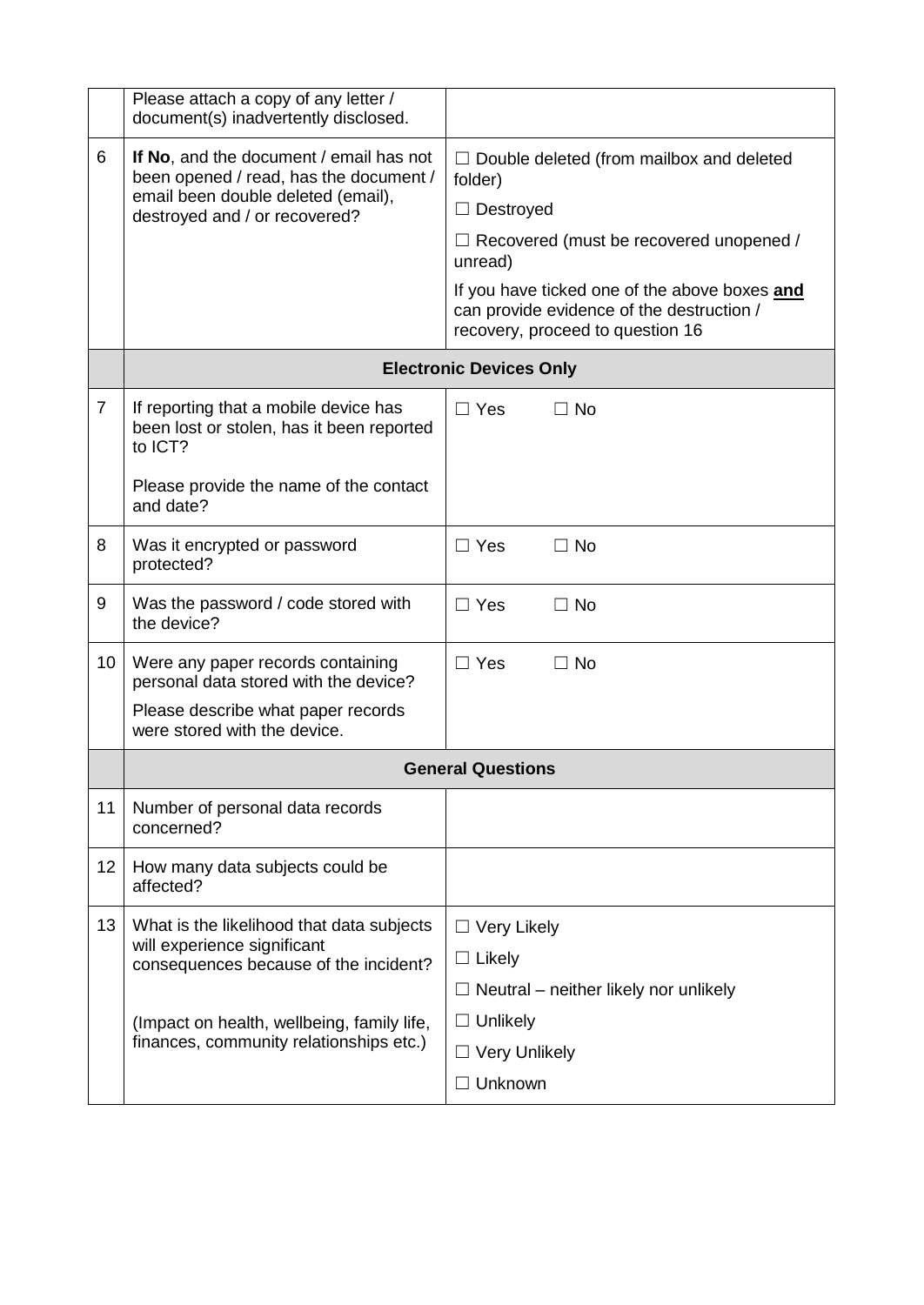| | | |
|---|---|---|
| | Please attach a copy of any letter / document(s) inadvertently disclosed. | |
| 6 | **If No**, and the document / email has not been opened / read, has the document / email been double deleted (email), destroyed and / or recovered? | ☐ Double deleted (from mailbox and deleted folder)<br>☐ Destroyed<br>☐ Recovered (must be recovered unopened / unread)<br>If you have ticked one of the above boxes **and** can provide evidence of the destruction / recovery, proceed to question 16 |
| | **Electronic Devices Only** | |
| 7 | If reporting that a mobile device has been lost or stolen, has it been reported to ICT?<br>Please provide the name of the contact and date? | ☐ Yes ☐ No |
| 8 | Was it encrypted or password protected? | ☐ Yes ☐ No |
| 9 | Was the password / code stored with the device? | ☐ Yes ☐ No |
| 10 | Were any paper records containing personal data stored with the device?<br>Please describe what paper records were stored with the device. | ☐ Yes ☐ No |
| | **General Questions** | |
| 11 | Number of personal data records concerned? | |
| 12 | How many data subjects could be affected? | |
| 13 | What is the likelihood that data subjects will experience significant consequences because of the incident?<br><br>(Impact on health, wellbeing, family life, finances, community relationships etc.) | ☐ Very Likely<br>☐ Likely<br>☐ Neutral – neither likely nor unlikely<br>☐ Unlikely<br>☐ Very Unlikely<br>☐ Unknown |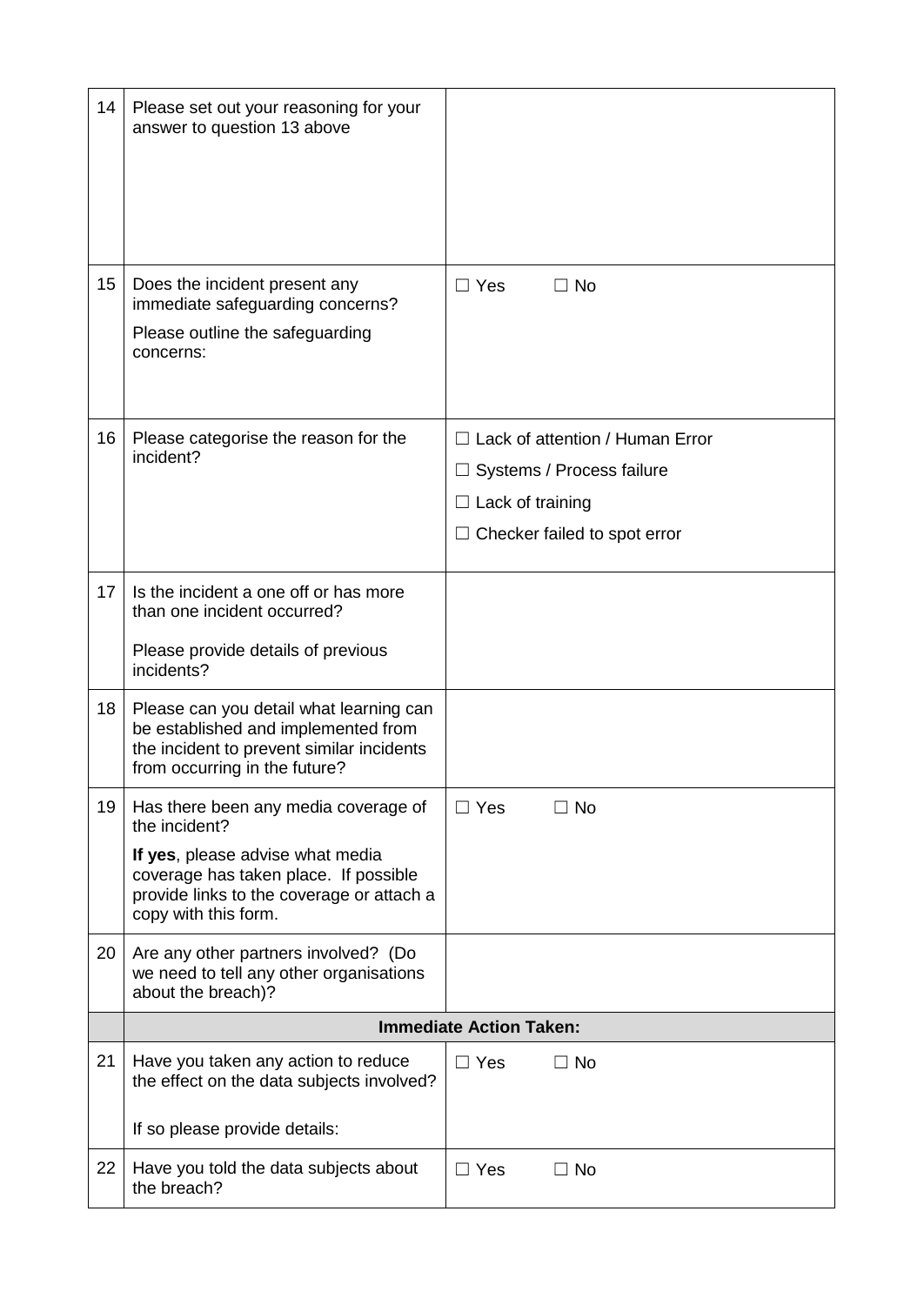| | | |
|---|---|---|
| 14 | Please set out your reasoning for your answer to question 13 above | |
| 15 | Does the incident present any immediate safeguarding concerns?<br>Please outline the safeguarding concerns: | ☐ Yes ☐ No |
| 16 | Please categorise the reason for the incident? | ☐ Lack of attention / Human Error<br>☐ Systems / Process failure<br>☐ Lack of training<br>☐ Checker failed to spot error |
| 17 | Is the incident a one off or has more than one incident occurred?<br>Please provide details of previous incidents? | |
| 18 | Please can you detail what learning can be established and implemented from the incident to prevent similar incidents from occurring in the future? | |
| 19 | Has there been any media coverage of the incident?<br>**If yes**, please advise what media coverage has taken place. If possible provide links to the coverage or attach a copy with this form. | ☐ Yes ☐ No |
| 20 | Are any other partners involved? (Do we need to tell any other organisations about the breach)? | |
| | **Immediate Action Taken:** | |
| 21 | Have you taken any action to reduce the effect on the data subjects involved?<br>If so please provide details: | ☐ Yes ☐ No |
| 22 | Have you told the data subjects about the breach? | ☐ Yes ☐ No |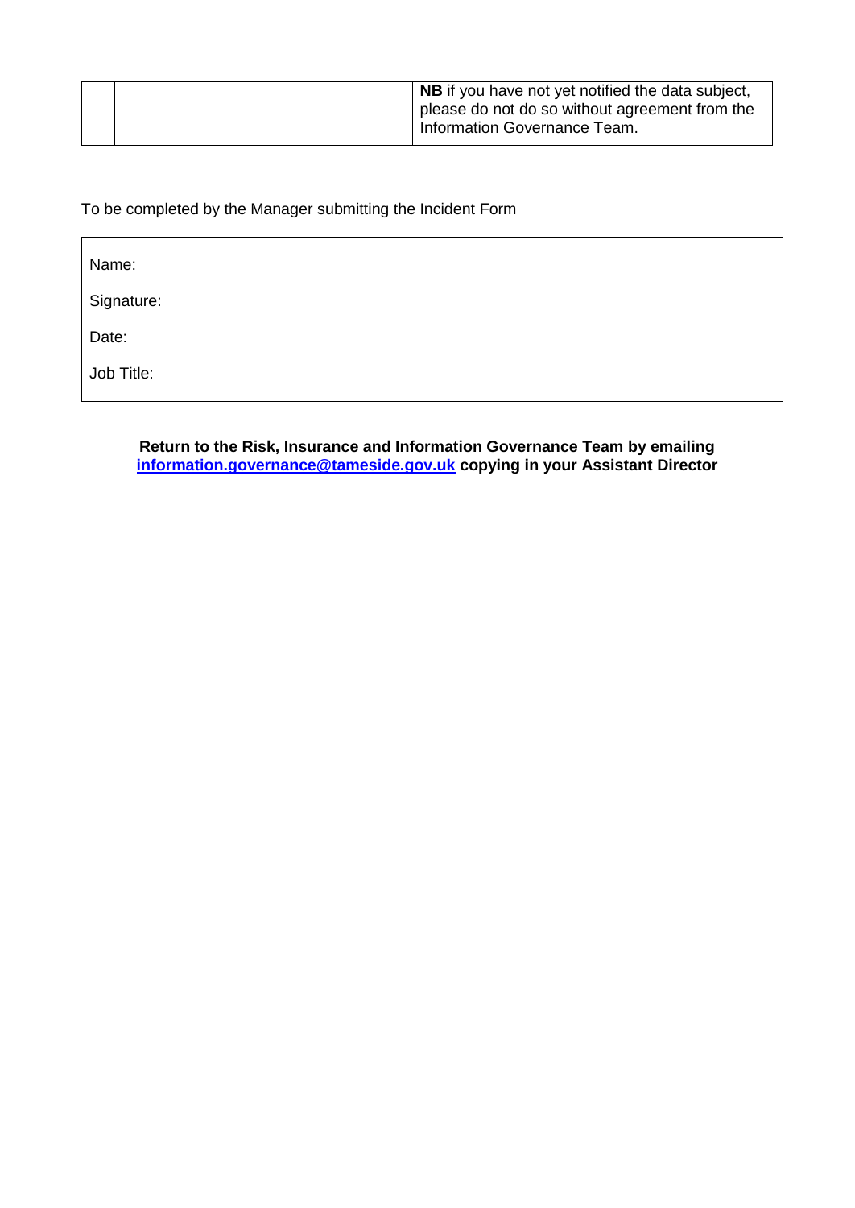| | | |
|---|---|---|
| | | **NB** if you have not yet notified the data subject, please do not do so without agreement from the Information Governance Team. |

To be completed by the Manager submitting the Incident Form

| |
|---|
| Name:<br><br>Signature:<br><br>Date:<br><br>Job Title: |

**Return to the Risk, Insurance and Information Governance Team by emailing information.governance@tameside.gov.uk copying in your Assistant Director**